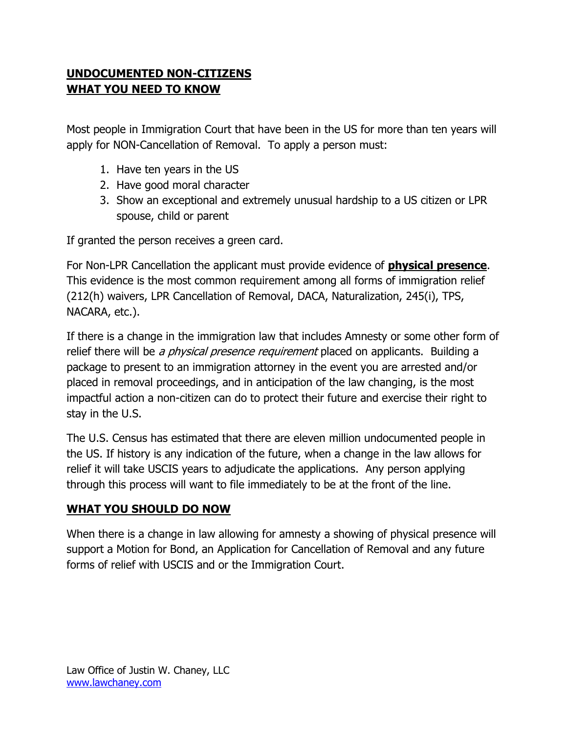# UNDOCUMENTED NON-CITIZENS
# WHAT YOU NEED TO KNOW

Most people in Immigration Court that have been in the US for more than ten years will apply for NON-Cancellation of Removal. To apply a person must:

1. Have ten years in the US
2. Have good moral character
3. Show an exceptional and extremely unusual hardship to a US citizen or LPR spouse, child or parent

If granted the person receives a green card.

For Non-LPR Cancellation the applicant must provide evidence of **physical presence**. This evidence is the most common requirement among all forms of immigration relief (212(h) waivers, LPR Cancellation of Removal, DACA, Naturalization, 245(i), TPS, NACARA, etc.).

If there is a change in the immigration law that includes Amnesty or some other form of relief there will be *a physical presence requirement* placed on applicants. Building a package to present to an immigration attorney in the event you are arrested and/or placed in removal proceedings, and in anticipation of the law changing, is the most impactful action a non-citizen can do to protect their future and exercise their right to stay in the U.S.

The U.S. Census has estimated that there are eleven million undocumented people in the US. If history is any indication of the future, when a change in the law allows for relief it will take USCIS years to adjudicate the applications. Any person applying through this process will want to file immediately to be at the front of the line.

## WHAT YOU SHOULD DO NOW

When there is a change in law allowing for amnesty a showing of physical presence will support a Motion for Bond, an Application for Cancellation of Removal and any future forms of relief with USCIS and or the Immigration Court.

Law Office of Justin W. Chaney, LLC
www.lawchaney.com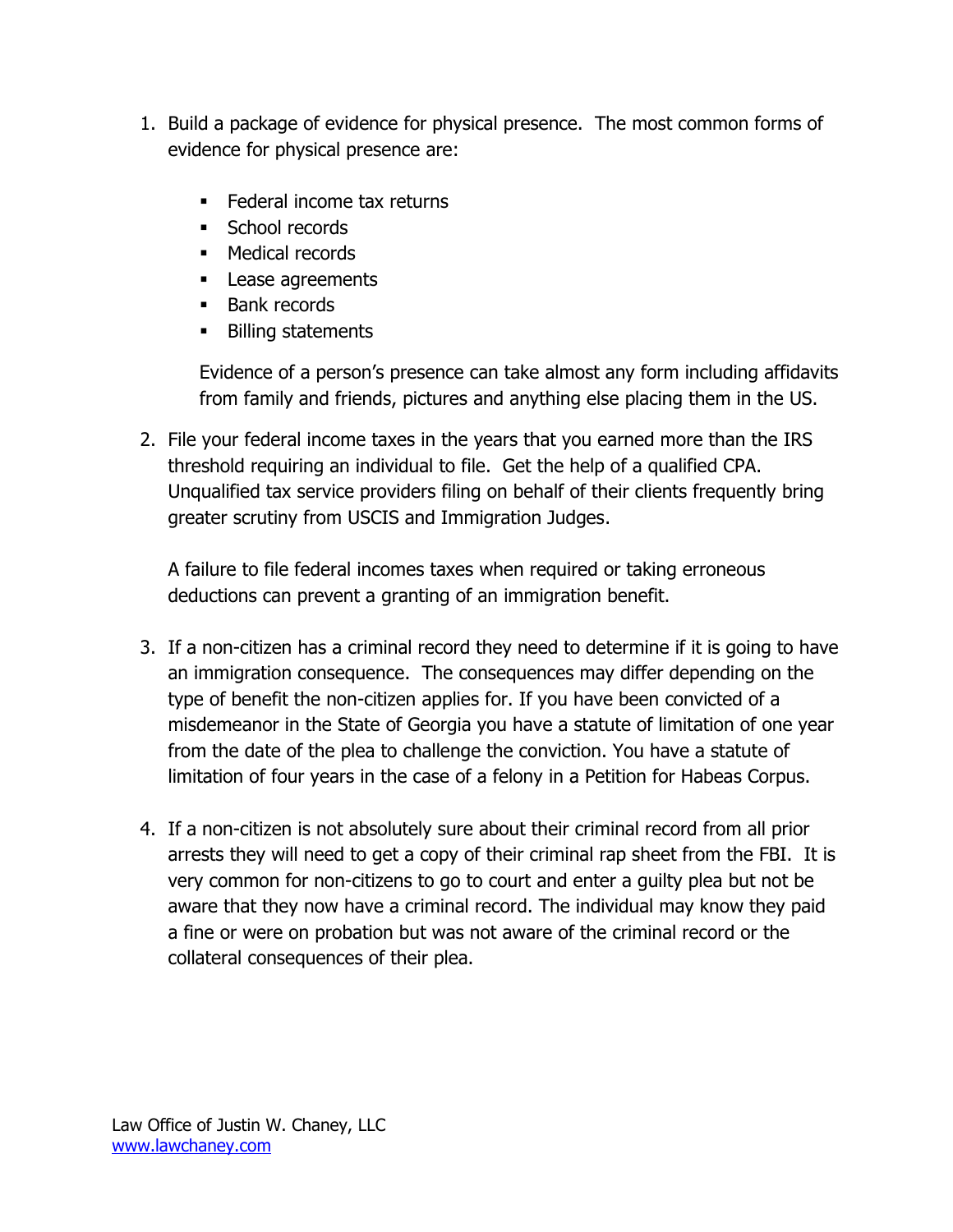1. Build a package of evidence for physical presence. The most common forms of evidence for physical presence are:

   - Federal income tax returns
   - School records
   - Medical records
   - Lease agreements
   - Bank records
   - Billing statements

   Evidence of a person's presence can take almost any form including affidavits from family and friends, pictures and anything else placing them in the US.

2. File your federal income taxes in the years that you earned more than the IRS threshold requiring an individual to file. Get the help of a qualified CPA. Unqualified tax service providers filing on behalf of their clients frequently bring greater scrutiny from USCIS and Immigration Judges.

   A failure to file federal incomes taxes when required or taking erroneous deductions can prevent a granting of an immigration benefit.

3. If a non-citizen has a criminal record they need to determine if it is going to have an immigration consequence. The consequences may differ depending on the type of benefit the non-citizen applies for. If you have been convicted of a misdemeanor in the State of Georgia you have a statute of limitation of one year from the date of the plea to challenge the conviction. You have a statute of limitation of four years in the case of a felony in a Petition for Habeas Corpus.

4. If a non-citizen is not absolutely sure about their criminal record from all prior arrests they will need to get a copy of their criminal rap sheet from the FBI. It is very common for non-citizens to go to court and enter a guilty plea but not be aware that they now have a criminal record. The individual may know they paid a fine or were on probation but was not aware of the criminal record or the collateral consequences of their plea.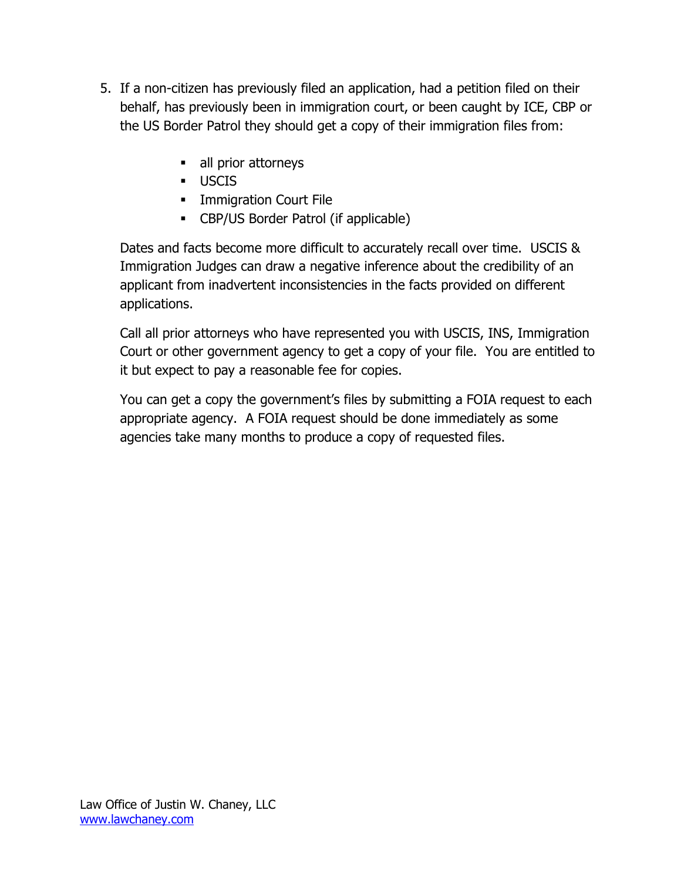5. If a non-citizen has previously filed an application, had a petition filed on their behalf, has previously been in immigration court, or been caught by ICE, CBP or the US Border Patrol they should get a copy of their immigration files from:

   - all prior attorneys
   - USCIS
   - Immigration Court File
   - CBP/US Border Patrol (if applicable)

   Dates and facts become more difficult to accurately recall over time. USCIS & Immigration Judges can draw a negative inference about the credibility of an applicant from inadvertent inconsistencies in the facts provided on different applications.

   Call all prior attorneys who have represented you with USCIS, INS, Immigration Court or other government agency to get a copy of your file. You are entitled to it but expect to pay a reasonable fee for copies.

   You can get a copy the government's files by submitting a FOIA request to each appropriate agency. A FOIA request should be done immediately as some agencies take many months to produce a copy of requested files.